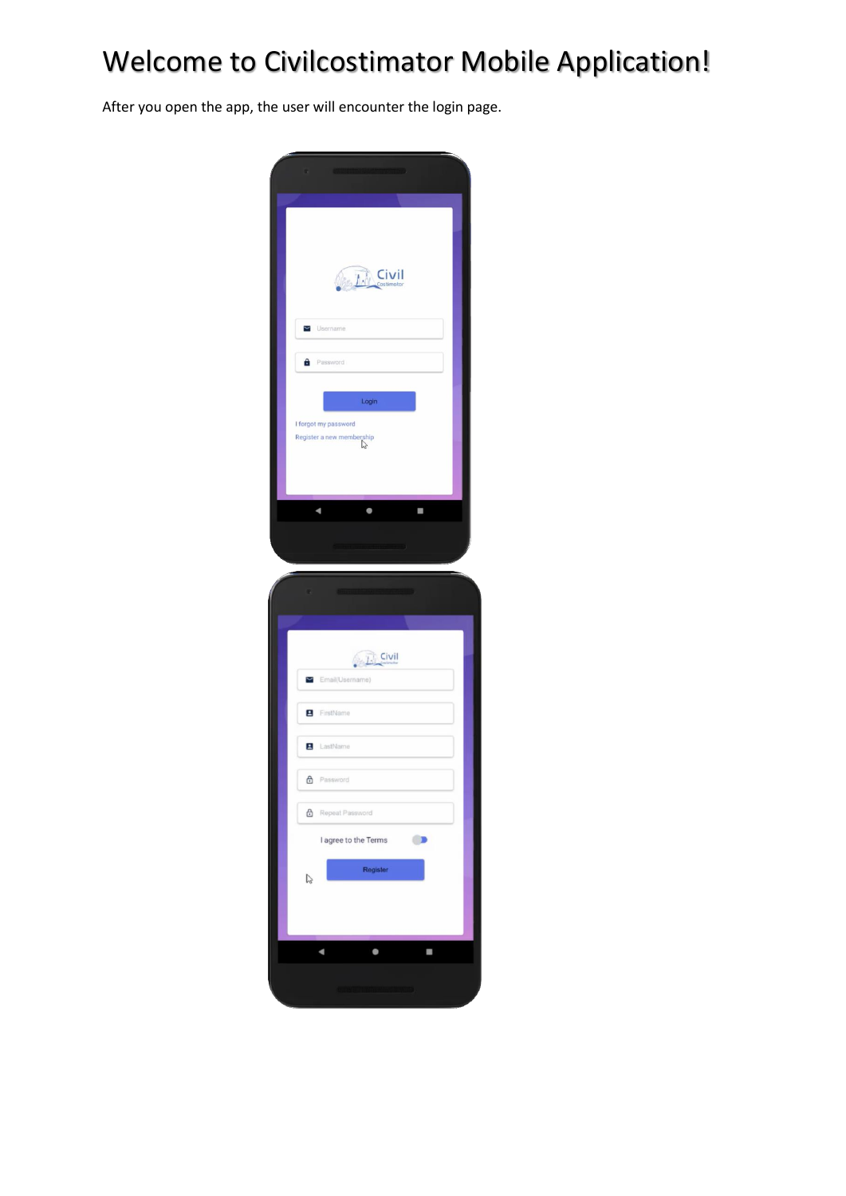# Welcome to Civilcostimator Mobile Application!

After you open the app, the user will encounter the login page.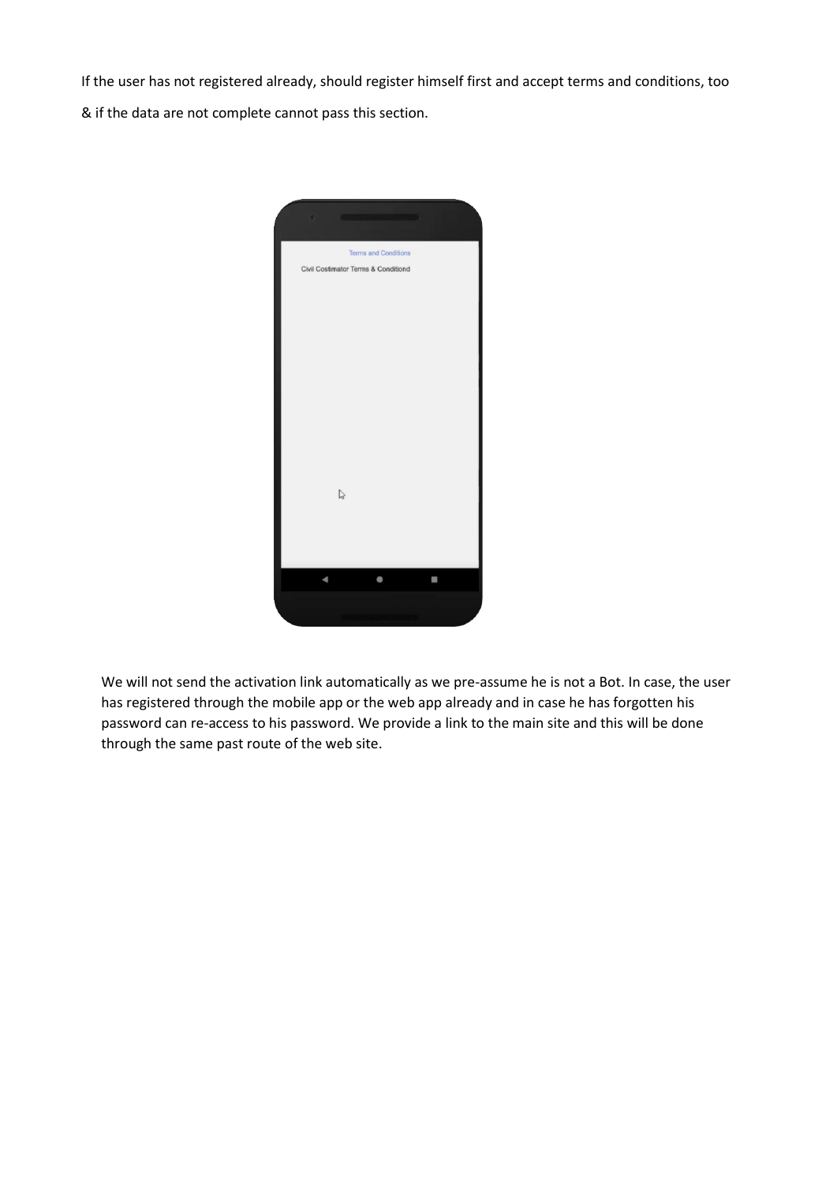If the user has not registered already, should register himself first and accept terms and conditions, too & if the data are not complete cannot pass this section.

We will not send the activation link automatically as we pre-assume he is not a Bot. In case, the user has registered through the mobile app or the web app already and in case he has forgotten his password can re-access to his password. We provide a link to the main site and this will be done through the same past route of the web site.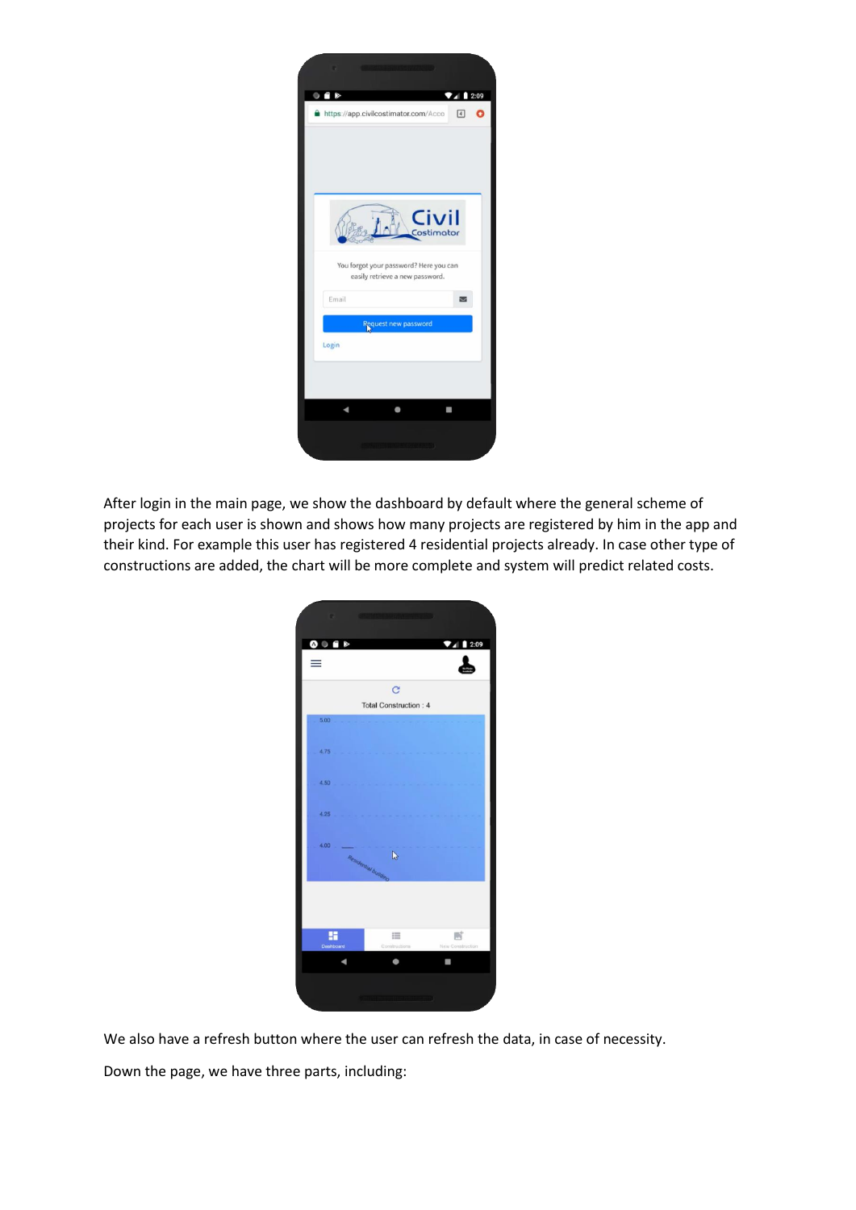After login in the main page, we show the dashboard by default where the general scheme of projects for each user is shown and shows how many projects are registered by him in the app and their kind. For example this user has registered 4 residential projects already. In case other type of constructions are added, the chart will be more complete and system will predict related costs.

We also have a refresh button where the user can refresh the data, in case of necessity.

Down the page, we have three parts, including: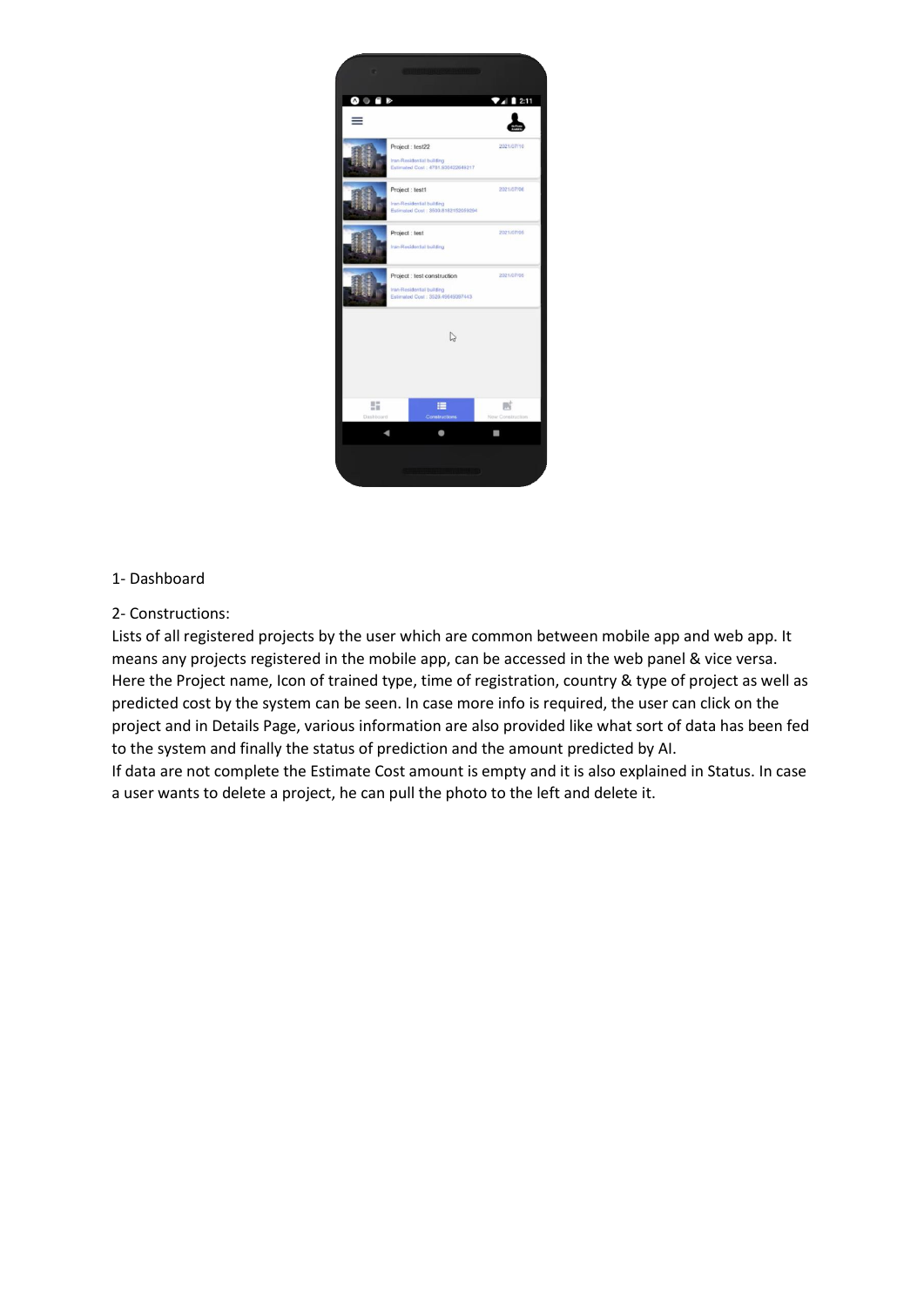1- Dashboard

2- Constructions:
Lists of all registered projects by the user which are common between mobile app and web app. It means any projects registered in the mobile app, can be accessed in the web panel & vice versa. Here the Project name, Icon of trained type, time of registration, country & type of project as well as predicted cost by the system can be seen. In case more info is required, the user can click on the project and in Details Page, various information are also provided like what sort of data has been fed to the system and finally the status of prediction and the amount predicted by AI.
If data are not complete the Estimate Cost amount is empty and it is also explained in Status. In case a user wants to delete a project, he can pull the photo to the left and delete it.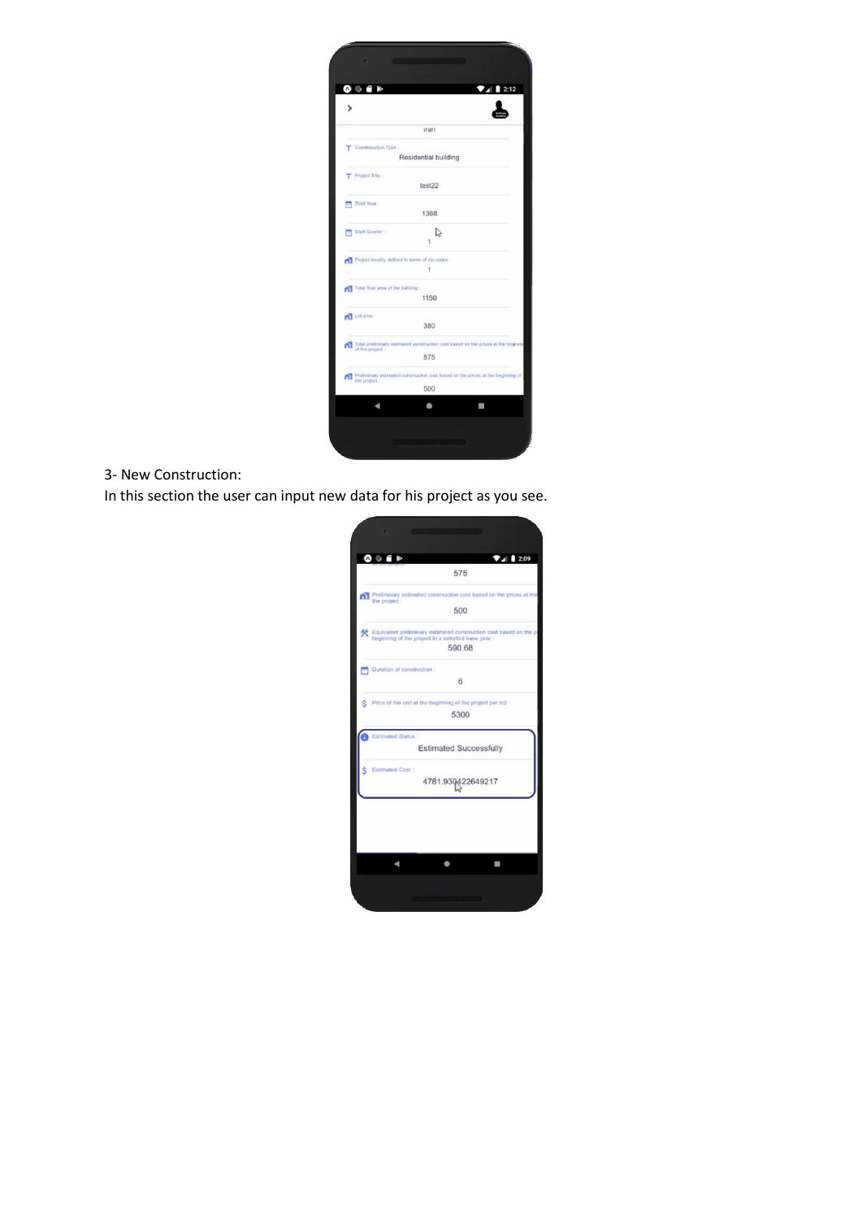3- New Construction:

In this section the user can input new data for his project as you see.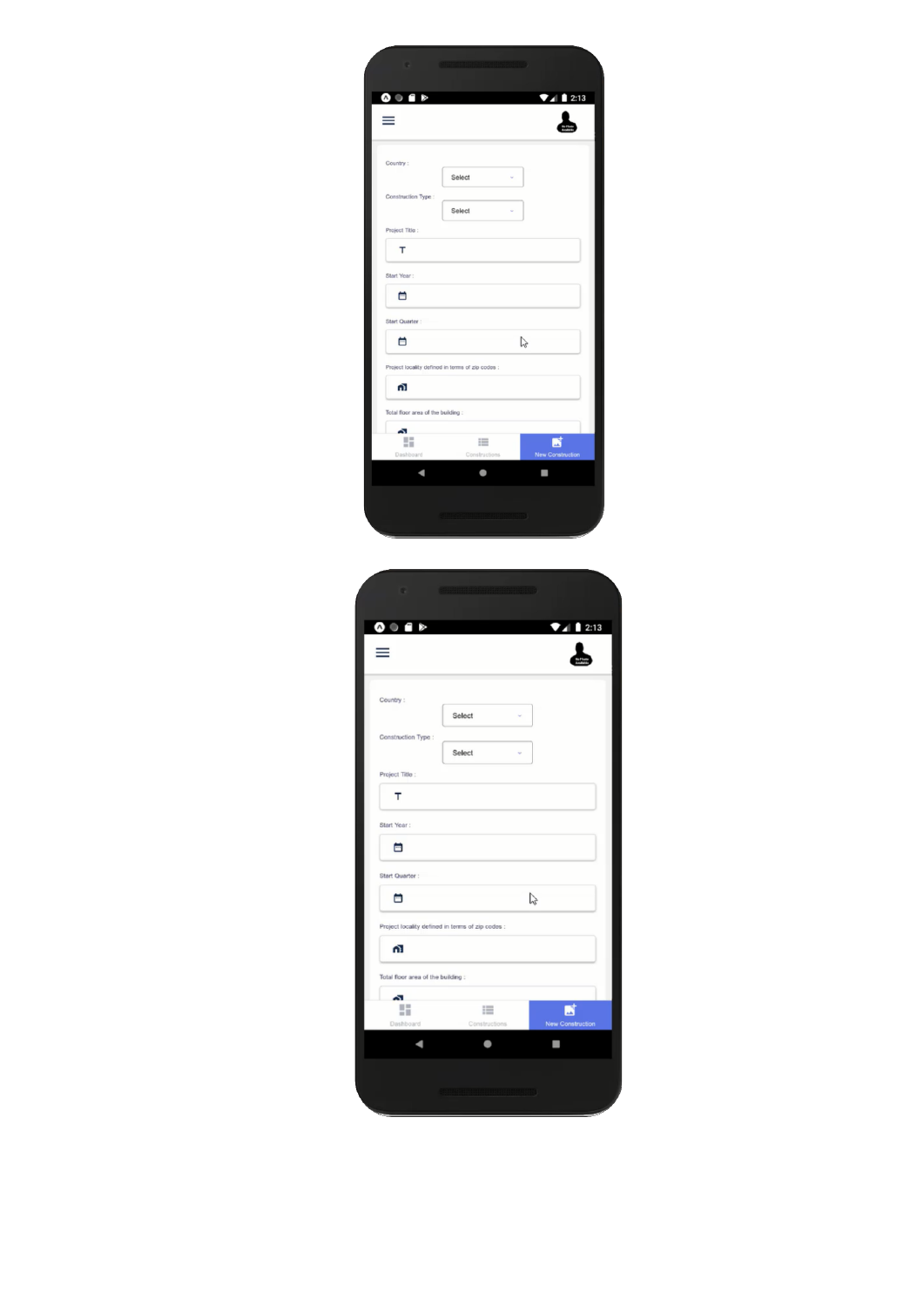2:13

Country :

Select

Construction Type :

Select

Project Title :

Start Year :

Start Quarter :

Project locality defined in terms of zip codes :

Total floor area of the building :

Dashboard

Constructions

New Construction

2:13

Country :

Select

Construction Type :

Select

Project Title :

Start Year :

Start Quarter :

Project locality defined in terms of zip codes :

Total floor area of the building :

Dashboard

Constructions

New Construction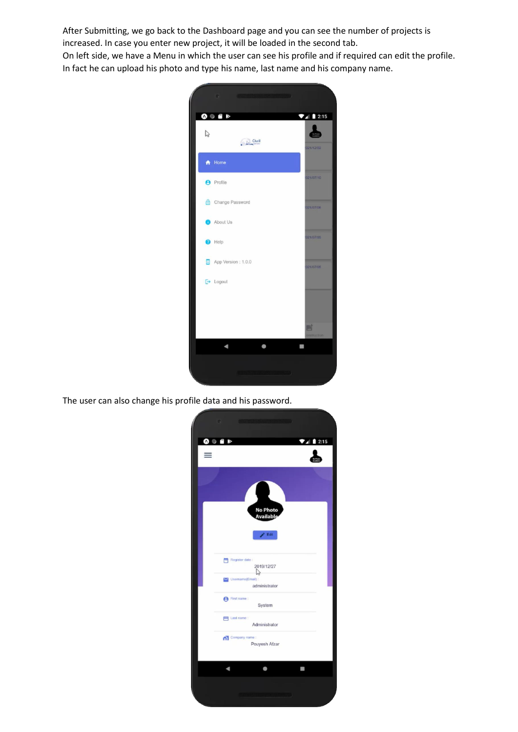After Submitting, we go back to the Dashboard page and you can see the number of projects is increased. In case you enter new project, it will be loaded in the second tab.
On left side, we have a Menu in which the user can see his profile and if required can edit the profile. In fact he can upload his photo and type his name, last name and his company name.

The user can also change his profile data and his password.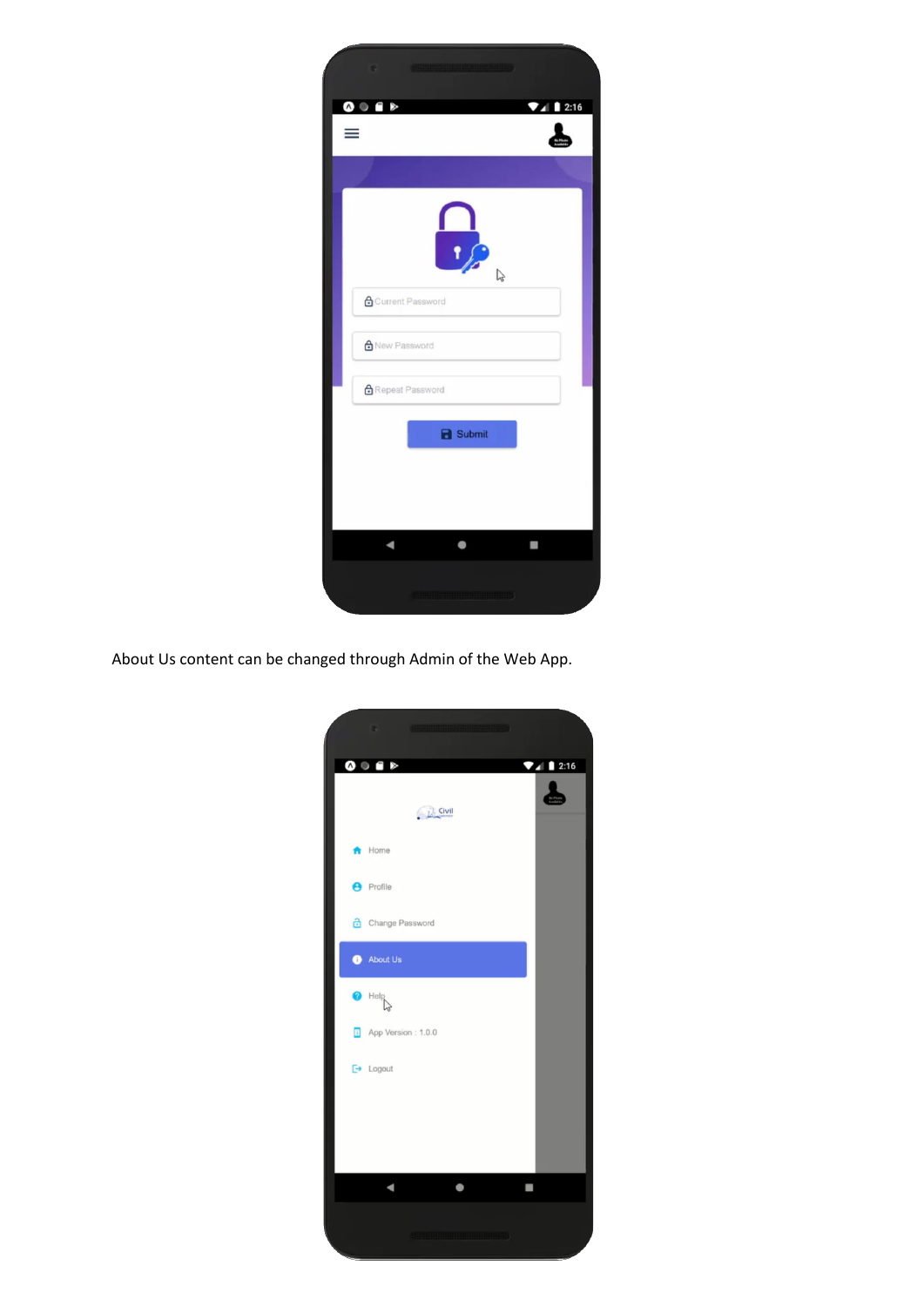About Us content can be changed through Admin of the Web App.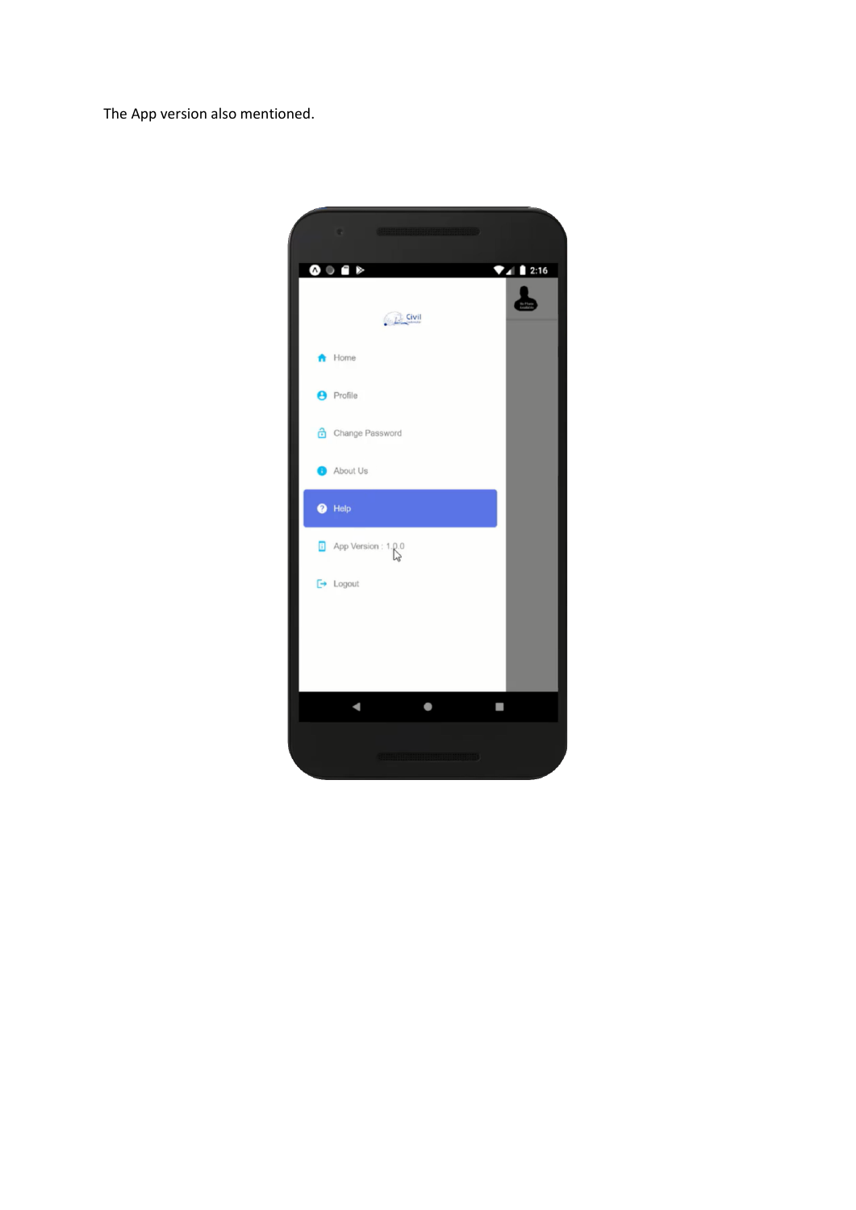The App version also mentioned.